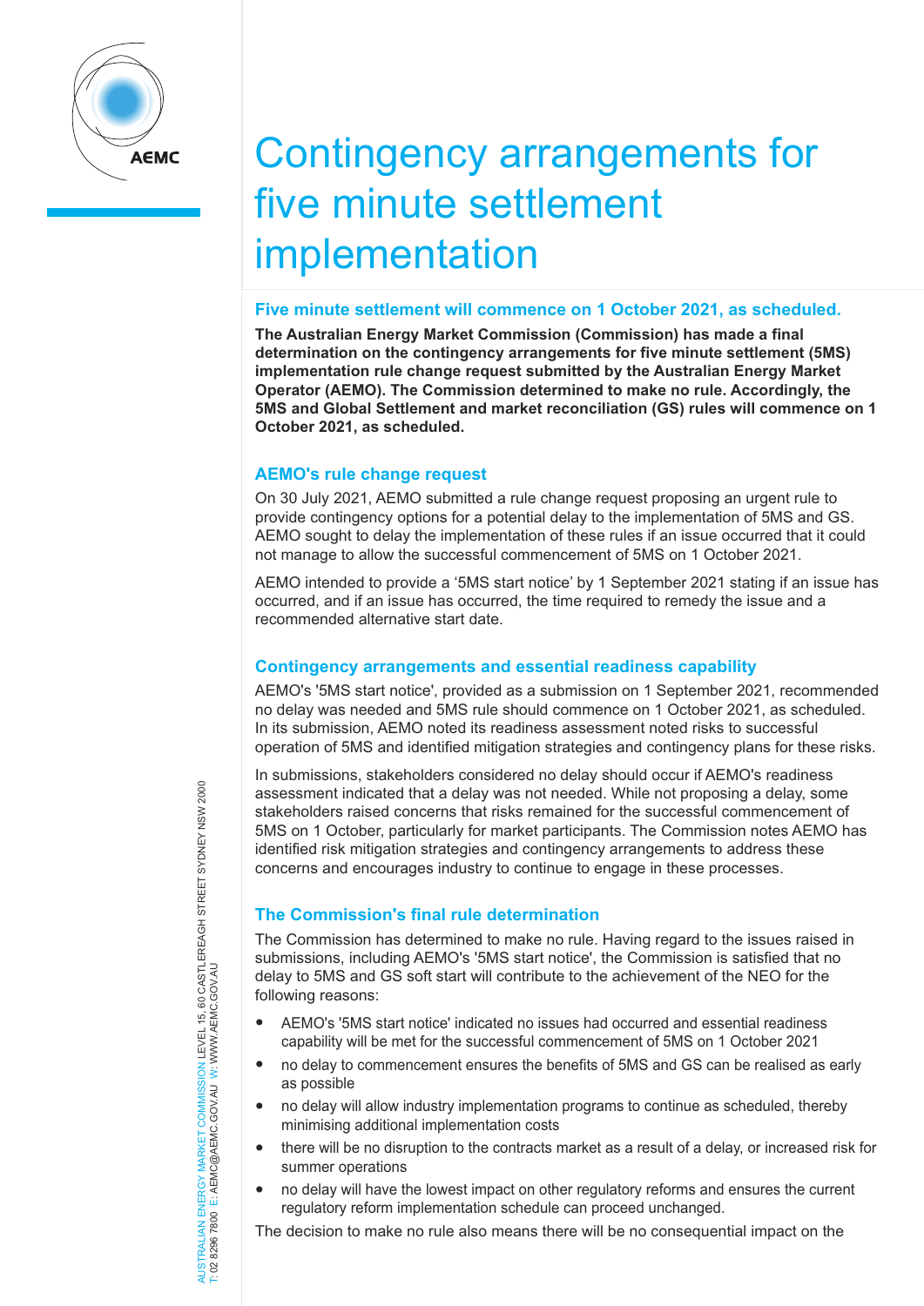# Contingency arrangements for five minute settlement implementation

## Five minute settlement will commence on 1 October 2021, as scheduled.

**The Australian Energy Market Commission (Commission) has made a final determination on the contingency arrangements for five minute settlement (5MS) implementation rule change request submitted by the Australian Energy Market Operator (AEMO). The Commission determined to make no rule. Accordingly, the 5MS and Global Settlement and market reconciliation (GS) rules will commence on 1 October 2021, as scheduled.**

## AEMO's rule change request

On 30 July 2021, AEMO submitted a rule change request proposing an urgent rule to provide contingency options for a potential delay to the implementation of 5MS and GS. AEMO sought to delay the implementation of these rules if an issue occurred that it could not manage to allow the successful commencement of 5MS on 1 October 2021.

AEMO intended to provide a '5MS start notice' by 1 September 2021 stating if an issue has occurred, and if an issue has occurred, the time required to remedy the issue and a recommended alternative start date.

## Contingency arrangements and essential readiness capability

AEMO's '5MS start notice', provided as a submission on 1 September 2021, recommended no delay was needed and 5MS rule should commence on 1 October 2021, as scheduled. In its submission, AEMO noted its readiness assessment noted risks to successful operation of 5MS and identified mitigation strategies and contingency plans for these risks.

In submissions, stakeholders considered no delay should occur if AEMO's readiness assessment indicated that a delay was not needed. While not proposing a delay, some stakeholders raised concerns that risks remained for the successful commencement of 5MS on 1 October, particularly for market participants. The Commission notes AEMO has identified risk mitigation strategies and contingency arrangements to address these concerns and encourages industry to continue to engage in these processes.

## The Commission's final rule determination

The Commission has determined to make no rule. Having regard to the issues raised in submissions, including AEMO's '5MS start notice', the Commission is satisfied that no delay to 5MS and GS soft start will contribute to the achievement of the NEO for the following reasons:

- AEMO's '5MS start notice' indicated no issues had occurred and essential readiness capability will be met for the successful commencement of 5MS on 1 October 2021
- no delay to commencement ensures the benefits of 5MS and GS can be realised as early as possible
- no delay will allow industry implementation programs to continue as scheduled, thereby minimising additional implementation costs
- there will be no disruption to the contracts market as a result of a delay, or increased risk for summer operations
- no delay will have the lowest impact on other regulatory reforms and ensures the current regulatory reform implementation schedule can proceed unchanged.

The decision to make no rule also means there will be no consequential impact on the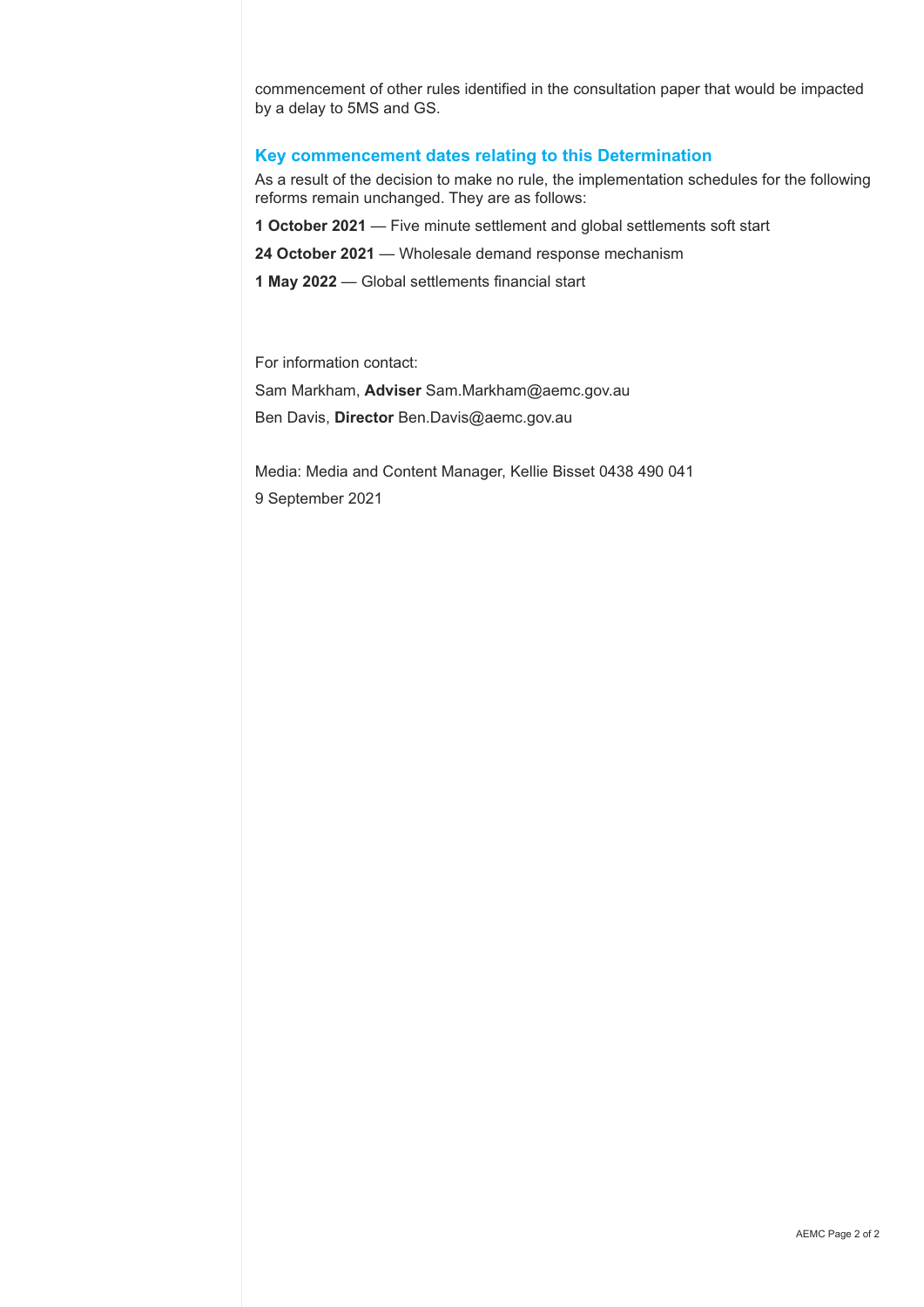commencement of other rules identified in the consultation paper that would be impacted by a delay to 5MS and GS.

## Key commencement dates relating to this Determination

As a result of the decision to make no rule, the implementation schedules for the following reforms remain unchanged. They are as follows:

**1 October 2021** — Five minute settlement and global settlements soft start

**24 October 2021** — Wholesale demand response mechanism

**1 May 2022** — Global settlements financial start

For information contact:

Sam Markham, **Adviser** Sam.Markham@aemc.gov.au

Ben Davis, **Director** Ben.Davis@aemc.gov.au

Media: Media and Content Manager, Kellie Bisset 0438 490 041

9 September 2021